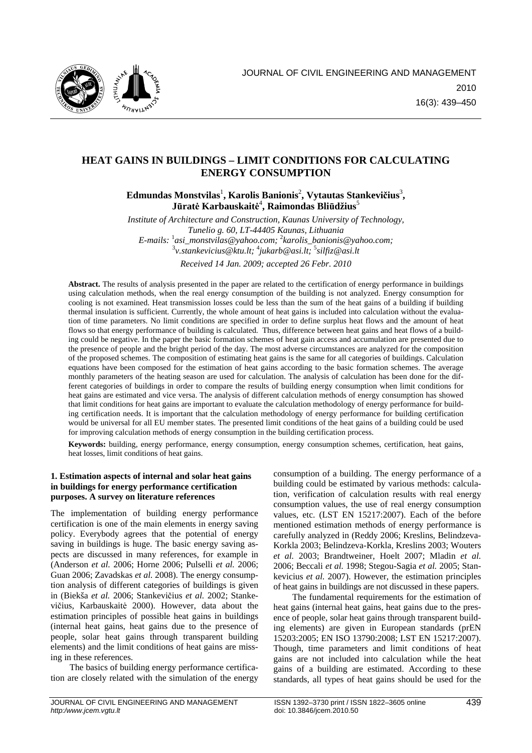# HEAT GAINS IN BUILDINGS – LIMIT CONDITIONS FOR CALCULATING ENERGY CONSUMPTION

**Edmundas Monstvilas[1], Karolis Banionis[2], Vytautas Stankevičius[3], Jūratė Karbauskaitė[4], Raimondas Bliūdžius[5]**

*Institute of Architecture and Construction, Kaunas University of Technology, Tunelio g. 60, LT-44405 Kaunas, Lithuania*
*E-mails: [1]asi_monstvilas@yahoo.com; [2]karolis_banionis@yahoo.com; [3]v.stankevicius@ktu.lt; [4]jukarb@asi.lt; [5]silfiz@asi.lt*

*Received 14 Jan. 2009; accepted 26 Febr. 2010*

**Abstract.** The results of analysis presented in the paper are related to the certification of energy performance in buildings using calculation methods, when the real energy consumption of the building is not analyzed. Energy consumption for cooling is not examined. Heat transmission losses could be less than the sum of the heat gains of a building if building thermal insulation is sufficient. Currently, the whole amount of heat gains is included into calculation without the evaluation of time parameters. No limit conditions are specified in order to define surplus heat flows and the amount of heat flows so that energy performance of building is calculated. Thus, difference between heat gains and heat flows of a building could be negative. In the paper the basic formation schemes of heat gain access and accumulation are presented due to the presence of people and the bright period of the day. The most adverse circumstances are analyzed for the composition of the proposed schemes. The composition of estimating heat gains is the same for all categories of buildings. Calculation equations have been composed for the estimation of heat gains according to the basic formation schemes. The average monthly parameters of the heating season are used for calculation. The analysis of calculation has been done for the different categories of buildings in order to compare the results of building energy consumption when limit conditions for heat gains are estimated and vice versa. The analysis of different calculation methods of energy consumption has showed that limit conditions for heat gains are important to evaluate the calculation methodology of energy performance for building certification needs. It is important that the calculation methodology of energy performance for building certification would be universal for all EU member states. The presented limit conditions of the heat gains of a building could be used for improving calculation methods of energy consumption in the building certification process.

**Keywords:** building, energy performance, energy consumption, energy consumption schemes, certification, heat gains, heat losses, limit conditions of heat gains.

## 1. Estimation aspects of internal and solar heat gains in buildings for energy performance certification purposes. A survey on literature references

The implementation of building energy performance certification is one of the main elements in energy saving policy. Everybody agrees that the potential of energy saving in buildings is huge. The basic energy saving aspects are discussed in many references, for example in (Anderson *et al.* 2006; Horne 2006; Pulselli *et al.* 2006; Guan 2006; Zavadskas *et al.* 2008). The energy consumption analysis of different categories of buildings is given in (Biekša *et al.* 2006; Stankevičius *et al.* 2002; Stankevičius, Karbauskaitė 2000). However, data about the estimation principles of possible heat gains in buildings (internal heat gains, heat gains due to the presence of people, solar heat gains through transparent building elements) and the limit conditions of heat gains are missing in these references.

The basics of building energy performance certification are closely related with the simulation of the energy consumption of a building. The energy performance of a building could be estimated by various methods: calculation, verification of calculation results with real energy consumption values, the use of real energy consumption values, etc. (LST EN 15217:2007). Each of the before mentioned estimation methods of energy performance is carefully analyzed in (Reddy 2006; Kreslins, Belindzeva-Korkla 2003; Belindzeva-Korkla, Kreslins 2003; Wouters *et al.* 2003; Brandtweiner, Hoelt 2007; Mladin *et al.* 2006; Beccali *et al.* 1998; Stegou-Sagia *et al.* 2005; Stankevicius *et al.* 2007). However, the estimation principles of heat gains in buildings are not discussed in these papers.

The fundamental requirements for the estimation of heat gains (internal heat gains, heat gains due to the presence of people, solar heat gains through transparent building elements) are given in European standards (prEN 15203:2005; EN ISO 13790:2008; LST EN 15217:2007). Though, time parameters and limit conditions of heat gains are not included into calculation while the heat gains of a building are estimated. According to these standards, all types of heat gains should be used for the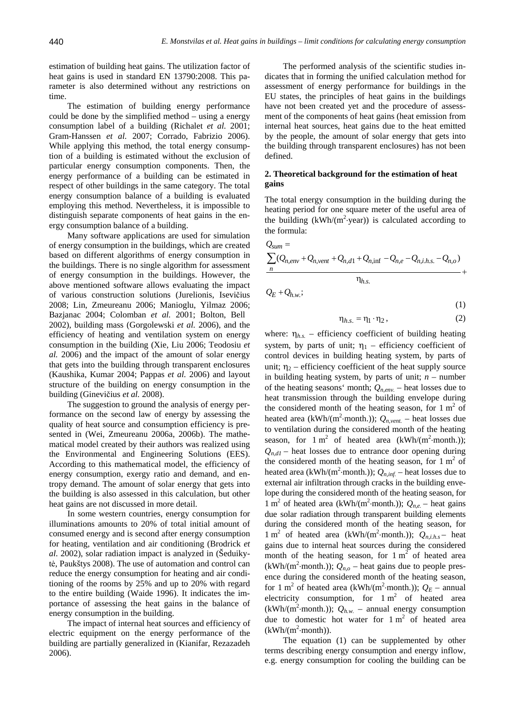estimation of building heat gains. The utilization factor of heat gains is used in standard EN 13790:2008. This parameter is also determined without any restrictions on time.

The estimation of building energy performance could be done by the simplified method – using a energy consumption label of a building (Richalet *et al.* 2001; Gram-Hanssen *et al.* 2007; Corrado, Fabrizio 2006). While applying this method, the total energy consumption of a building is estimated without the exclusion of particular energy consumption components. Then, the energy performance of a building can be estimated in respect of other buildings in the same category. The total energy consumption balance of a building is evaluated employing this method. Nevertheless, it is impossible to distinguish separate components of heat gains in the energy consumption balance of a building.

Many software applications are used for simulation of energy consumption in the buildings, which are created based on different algorithms of energy consumption in the buildings. There is no single algorithm for assessment of energy consumption in the buildings. However, the above mentioned software allows evaluating the impact of various construction solutions (Jurelionis, Isevičius 2008; Lin, Zmeureanu 2006; Manioglu, Yilmaz 2006; Bazjanac 2004; Colomban *et al.* 2001; Bolton, Bell 2002), building mass (Gorgolewski *et al.* 2006), and the efficiency of heating and ventilation system on energy consumption in the building (Xie, Liu 2006; Teodosiu *et al.* 2006) and the impact of the amount of solar energy that gets into the building through transparent enclosures (Kaushika, Kumar 2004; Pappas *et al.* 2006) and layout structure of the building on energy consumption in the building (Ginevičius *et al.* 2008).

The suggestion to ground the analysis of energy performance on the second law of energy by assessing the quality of heat source and consumption efficiency is presented in (Wei, Zmeureanu 2006a, 2006b). The mathematical model created by their authors was realized using the Environmental and Engineering Solutions (EES). According to this mathematical model, the efficiency of energy consumption, exergy ratio and demand, and entropy demand. The amount of solar energy that gets into the building is also assessed in this calculation, but other heat gains are not discussed in more detail.

In some western countries, energy consumption for illuminations amounts to 20% of total initial amount of consumed energy and is second after energy consumption for heating, ventilation and air conditioning (Brodrick *et al.* 2002), solar radiation impact is analyzed in (Šeduikytė, Paukštys 2008). The use of automation and control can reduce the energy consumption for heating and air conditioning of the rooms by 25% and up to 20% with regard to the entire building (Waide 1996). It indicates the importance of assessing the heat gains in the balance of energy consumption in the building.

The impact of internal heat sources and efficiency of electric equipment on the energy performance of the building are partially generalized in (Kianifar, Rezazadeh 2006).

The performed analysis of the scientific studies indicates that in forming the unified calculation method for assessment of energy performance for buildings in the EU states, the principles of heat gains in the buildings have not been created yet and the procedure of assessment of the components of heat gains (heat emission from internal heat sources, heat gains due to the heat emitted by the people, the amount of solar energy that gets into the building through transparent enclosures) has not been defined.

## 2. Theoretical background for the estimation of heat gains

The total energy consumption in the building during the heating period for one square meter of the useful area of the building (kWh/(m$^2$·year)) is calculated according to the formula:

$$Q_{sum} = \frac{\sum_{n}(Q_{n,env} + Q_{n,vent} + Q_{n,d1} + Q_{n,\inf} - Q_{n,e} - Q_{n,i.h.s.} - Q_{n,o})}{\eta_{h.s.}} + Q_E + Q_{h.w.}; \quad (1)$$

$$\eta_{h.s.} = \eta_1 \cdot \eta_2 , \quad (2)$$

where: $\eta_{h.s.}$ – efficiency coefficient of building heating system, by parts of unit; $\eta_1$ – efficiency coefficient of control devices in building heating system, by parts of unit; $\eta_2$ – efficiency coefficient of the heat supply source in building heating system, by parts of unit; $n$ – number of the heating seasons' month; $Q_{n,env.}$ – heat losses due to heat transmission through the building envelope during the considered month of the heating season, for 1 m$^2$ of heated area (kWh/(m$^2$·month.)); $Q_{n,vent.}$ – heat losses due to ventilation during the considered month of the heating season, for 1 m$^2$ of heated area (kWh/(m$^2$·month.)); $Q_{n,d1}$ – heat losses due to entrance door opening during the considered month of the heating season, for 1 m$^2$ of heated area (kWh/(m$^2$·month.)); $Q_{n,inf.}$ – heat losses due to external air infiltration through cracks in the building envelope during the considered month of the heating season, for 1 m$^2$ of heated area (kWh/(m$^2$·month.)); $Q_{n,e.}$ – heat gains due solar radiation through transparent building elements during the considered month of the heating season, for 1 m$^2$ of heated area (kWh/(m$^2$·month.)); $Q_{n,i.h.s}$ – heat gains due to internal heat sources during the considered month of the heating season, for 1 m$^2$ of heated area (kWh/(m$^2$·month.)); $Q_{n,o}$ – heat gains due to people presence during the considered month of the heating season, for 1 m$^2$ of heated area (kWh/(m$^2$·month.)); $Q_E$ – annual electricity consumption, for 1 m$^2$ of heated area (kWh/(m$^2$·month.)); $Q_{h.w.}$ – annual energy consumption due to domestic hot water for 1 m$^2$ of heated area (kWh/(m$^2$·month)).

The equation (1) can be supplemented by other terms describing energy consumption and energy inflow, e.g. energy consumption for cooling the building can be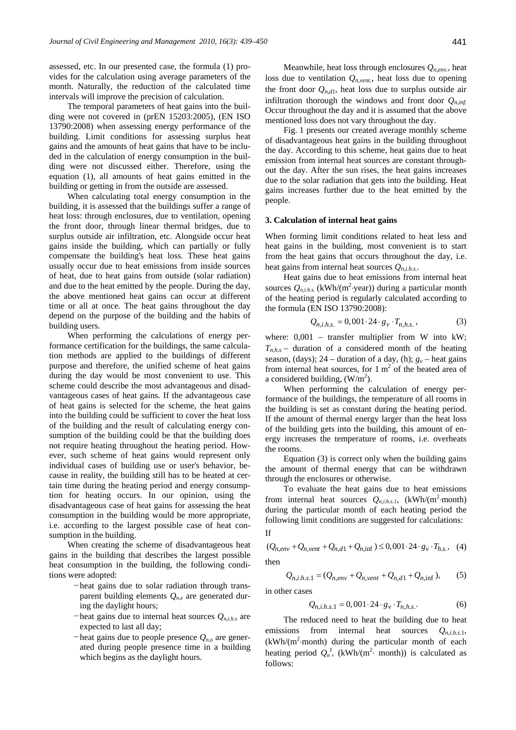assessed, etc. In our presented case, the formula (1) provides for the calculation using average parameters of the month. Naturally, the reduction of the calculated time intervals will improve the precision of calculation.

The temporal parameters of heat gains into the building were not covered in (prEN 15203:2005), (EN ISO 13790:2008) when assessing energy performance of the building. Limit conditions for assessing surplus heat gains and the amounts of heat gains that have to be included in the calculation of energy consumption in the building were not discussed either. Therefore, using the equation (1), all amounts of heat gains emitted in the building or getting in from the outside are assessed.

When calculating total energy consumption in the building, it is assessed that the buildings suffer a range of heat loss: through enclosures, due to ventilation, opening the front door, through linear thermal bridges, due to surplus outside air infiltration, etc. Alongside occur heat gains inside the building, which can partially or fully compensate the building's heat loss. These heat gains usually occur due to heat emissions from inside sources of heat, due to heat gains from outside (solar radiation) and due to the heat emitted by the people. During the day, the above mentioned heat gains can occur at different time or all at once. The heat gains throughout the day depend on the purpose of the building and the habits of building users.

When performing the calculations of energy performance certification for the buildings, the same calculation methods are applied to the buildings of different purpose and therefore, the unified scheme of heat gains during the day would be most convenient to use. This scheme could describe the most advantageous and disadvantageous cases of heat gains. If the advantageous case of heat gains is selected for the scheme, the heat gains into the building could be sufficient to cover the heat loss of the building and the result of calculating energy consumption of the building could be that the building does not require heating throughout the heating period. However, such scheme of heat gains would represent only individual cases of building use or user's behavior, because in reality, the building still has to be heated at certain time during the heating period and energy consumption for heating occurs. In our opinion, using the disadvantageous case of heat gains for assessing the heat consumption in the building would be more appropriate, i.e. according to the largest possible case of heat consumption in the building.

When creating the scheme of disadvantageous heat gains in the building that describes the largest possible heat consumption in the building, the following conditions were adopted:

- heat gains due to solar radiation through transparent building elements $Q_{n,e}$ are generated during the daylight hours;
- heat gains due to internal heat sources $Q_{n,i.h.s}$ are expected to last all day;
- heat gains due to people presence $Q_{n,o}$ are generated during people presence time in a building which begins as the daylight hours.

Meanwhile, heat loss through enclosures $Q_{n,env.}$, heat loss due to ventilation $Q_{n,vent.}$, heat loss due to opening the front door $Q_{n,d1}$, heat loss due to surplus outside air infiltration thorough the windows and front door $Q_{n,inf.}$ Occur throughout the day and it is assumed that the above mentioned loss does not vary throughout the day.

Fig. 1 presents our created average monthly scheme of disadvantageous heat gains in the building throughout the day. According to this scheme, heat gains due to heat emission from internal heat sources are constant throughout the day. After the sun rises, the heat gains increases due to the solar radiation that gets into the building. Heat gains increases further due to the heat emitted by the people.

### 3. Calculation of internal heat gains

When forming limit conditions related to heat less and heat gains in the building, most convenient is to start from the heat gains that occurs throughout the day, i.e. heat gains from internal heat sources $Q_{n,i.h.s.}$.

Heat gains due to heat emissions from internal heat sources $Q_{n,i.h.s.}$ (kWh/(m$^2$·year)) during a particular month of the heating period is regularly calculated according to the formula (EN ISO 13790:2008):

$$Q_{n,i.h.s.} = 0,001 \cdot 24 \cdot g_v \cdot T_{n,h.s.}, \tag{3}$$

where: 0,001 – transfer multiplier from W into kW; $T_{n,h.s}$ – duration of a considered month of the heating season, (days); 24 – duration of a day, (h); $g_v$ – heat gains from internal heat sources, for 1 m$^2$ of the heated area of a considered building, (W/m$^2$).

When performing the calculation of energy performance of the buildings, the temperature of all rooms in the building is set as constant during the heating period. If the amount of thermal energy larger than the heat loss of the building gets into the building, this amount of energy increases the temperature of rooms, i.e. overheats the rooms.

Equation (3) is correct only when the building gains the amount of thermal energy that can be withdrawn through the enclosures or otherwise.

To evaluate the heat gains due to heat emissions from internal heat sources $Q_{n,i.h.s.1}$, (kWh/(m$^2$·month) during the particular month of each heating period the following limit conditions are suggested for calculations:

If

$$(Q_{n,env} + Q_{n,vent} + Q_{n,d1} + Q_{n,\inf}) \leq 0,001 \cdot 24 \cdot g_v \cdot T_{h.s.}, \tag{4}$$

then

$$Q_{n,i.h.s.1} = (Q_{n,env} + Q_{n,vent} + Q_{n,d1} + Q_{n,\inf}), \tag{5}$$

in other cases

$$Q_{n,i.h.s.1} = 0,001 \cdot 24 \cdot g_v \cdot T_{n,h.s.}. \tag{6}$$

The reduced need to heat the building due to heat emissions from internal heat sources $Q_{n,i.h.s.1}$, (kWh/(m$^2$·month) during the particular month of each heating period $Q_n^I$, (kWh/(m$^2$· month)) is calculated as follows: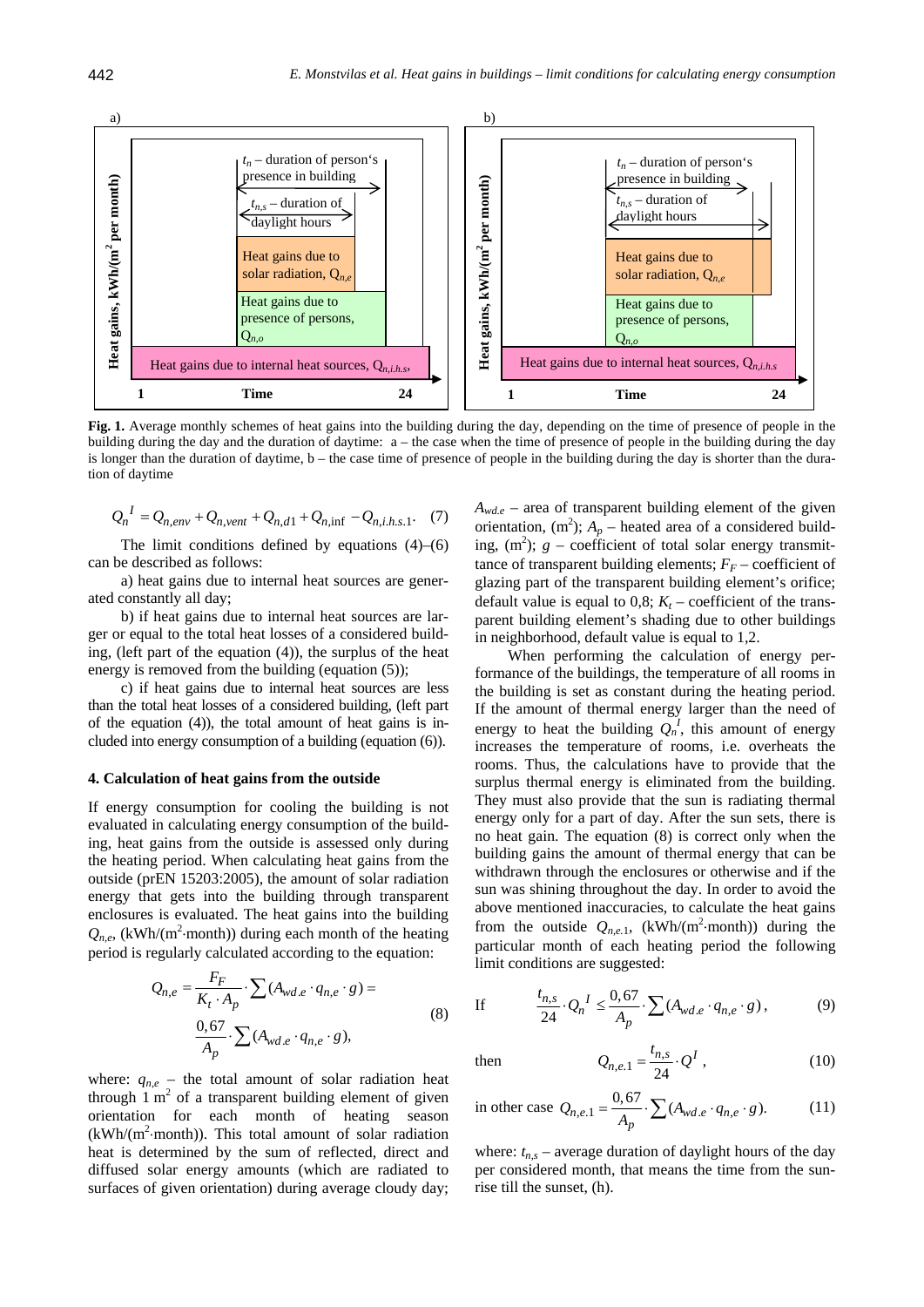a) b)

**Fig. 1.** Average monthly schemes of heat gains into the building during the day, depending on the time of presence of people in the building during the day and the duration of daytime: a – the case when the time of presence of people in the building during the day is longer than the duration of daytime, b – the case time of presence of people in the building during the day is shorter than the duration of daytime

$$Q_n^{\ I} = Q_{n,env} + Q_{n,vent} + Q_{n,d1} + Q_{n,\inf} - Q_{n,i.h.s.1}. \quad (7)$$

The limit conditions defined by equations (4)–(6) can be described as follows:

a) heat gains due to internal heat sources are generated constantly all day;

b) if heat gains due to internal heat sources are larger or equal to the total heat losses of a considered building, (left part of the equation (4)), the surplus of the heat energy is removed from the building (equation (5));

c) if heat gains due to internal heat sources are less than the total heat losses of a considered building, (left part of the equation (4)), the total amount of heat gains is included into energy consumption of a building (equation (6)).

## 4. Calculation of heat gains from the outside

If energy consumption for cooling the building is not evaluated in calculating energy consumption of the building, heat gains from the outside is assessed only during the heating period. When calculating heat gains from the outside (prEN 15203:2005), the amount of solar radiation energy that gets into the building through transparent enclosures is evaluated. The heat gains into the building $Q_{n,e}$, (kWh/(m$^2$·month)) during each month of the heating period is regularly calculated according to the equation:

$$Q_{n,e} = \frac{F_F}{K_t \cdot A_p} \cdot \sum (A_{wd.e} \cdot q_{n,e} \cdot g) = \frac{0,67}{A_p} \cdot \sum (A_{wd.e} \cdot q_{n,e} \cdot g), \quad (8)$$

where: $q_{n,e}$ – the total amount of solar radiation heat through 1 m$^2$ of a transparent building element of given orientation for each month of heating season (kWh/(m$^2$·month)). This total amount of solar radiation heat is determined by the sum of reflected, direct and diffused solar energy amounts (which are radiated to surfaces of given orientation) during average cloudy day; $A_{wd.e}$ – area of transparent building element of the given orientation, (m$^2$); $A_p$ – heated area of a considered building, (m$^2$); $g$ – coefficient of total solar energy transmittance of transparent building elements; $F_F$ – coefficient of glazing part of the transparent building element's orifice; default value is equal to 0,8; $K_t$ – coefficient of the transparent building element's shading due to other buildings in neighborhood, default value is equal to 1,2.

When performing the calculation of energy performance of the buildings, the temperature of all rooms in the building is set as constant during the heating period. If the amount of thermal energy larger than the need of energy to heat the building $Q_n^{\ I}$, this amount of energy increases the temperature of rooms, i.e. overheats the rooms. Thus, the calculations have to provide that the surplus thermal energy is eliminated from the building. They must also provide that the sun is radiating thermal energy only for a part of day. After the sun sets, there is no heat gain. The equation (8) is correct only when the building gains the amount of thermal energy that can be withdrawn through the enclosures or otherwise and if the sun was shining throughout the day. In order to avoid the above mentioned inaccuracies, to calculate the heat gains from the outside $Q_{n,e.1}$, (kWh/(m$^2$·month)) during the particular month of each heating period the following limit conditions are suggested:

$$\text{If} \qquad \frac{t_{n,s}}{24} \cdot Q_n^{\ I} \leq \frac{0,67}{A_p} \cdot \sum (A_{wd.e} \cdot q_{n,e} \cdot g), \quad (9)$$

$$\text{then} \qquad Q_{n,e.1} = \frac{t_{n,s}}{24} \cdot Q^I, \quad (10)$$

$$\text{in other case} \quad Q_{n,e.1} = \frac{0,67}{A_p} \cdot \sum (A_{wd.e} \cdot q_{n,e} \cdot g). \quad (11)$$

where: $t_{n,s}$ – average duration of daylight hours of the day per considered month, that means the time from the sunrise till the sunset, (h).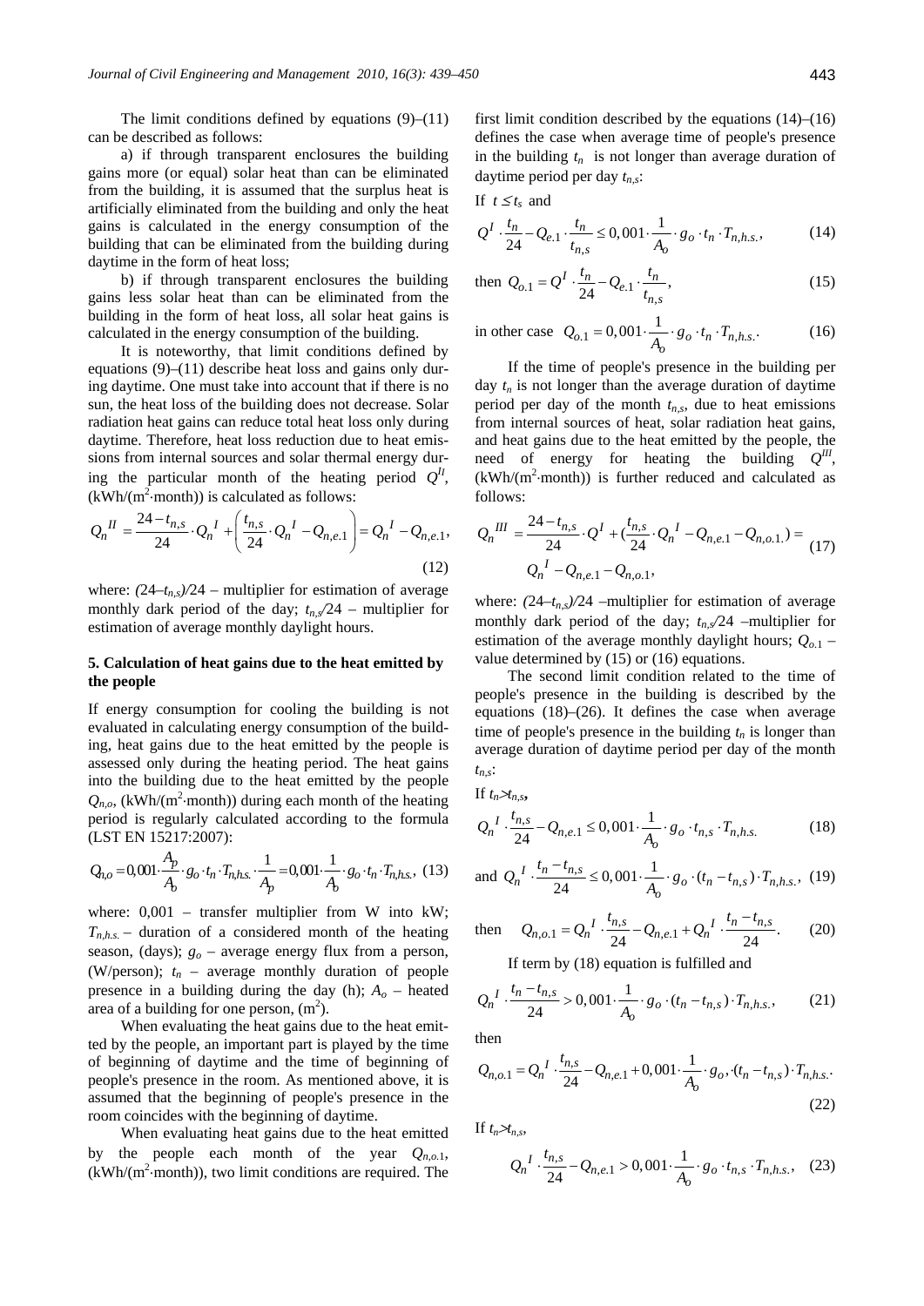The limit conditions defined by equations (9)–(11) can be described as follows:

a) if through transparent enclosures the building gains more (or equal) solar heat than can be eliminated from the building, it is assumed that the surplus heat is artificially eliminated from the building and only the heat gains is calculated in the energy consumption of the building that can be eliminated from the building during daytime in the form of heat loss;

b) if through transparent enclosures the building gains less solar heat than can be eliminated from the building in the form of heat loss, all solar heat gains is calculated in the energy consumption of the building.

It is noteworthy, that limit conditions defined by equations (9)–(11) describe heat loss and gains only during daytime. One must take into account that if there is no sun, the heat loss of the building does not decrease. Solar radiation heat gains can reduce total heat loss only during daytime. Therefore, heat loss reduction due to heat emissions from internal sources and solar thermal energy during the particular month of the heating period $Q^{II}$, (kWh/(m$^2$·month)) is calculated as follows:

$$Q_n{}^{II} = \frac{24-t_{n,s}}{24} \cdot Q_n{}^{I} + \left( \frac{t_{n,s}}{24} \cdot Q_n{}^{I} - Q_{n,e.1} \right) = Q_n{}^{I} - Q_{n,e.1}, \tag{12}$$

where: $(24–t_{n,s})/24$ – multiplier for estimation of average monthly dark period of the day; $t_{n,s}/24$ – multiplier for estimation of average monthly daylight hours.

## 5. Calculation of heat gains due to the heat emitted by the people

If energy consumption for cooling the building is not evaluated in calculating energy consumption of the building, heat gains due to the heat emitted by the people is assessed only during the heating period. The heat gains into the building due to the heat emitted by the people $Q_{n,o}$, (kWh/(m$^2$·month)) during each month of the heating period is regularly calculated according to the formula (LST EN 15217:2007):

$$Q_{n,o} = 0{,}001 \cdot \frac{A_p}{A_o} \cdot g_o \cdot t_n \cdot T_{n,h.s.} \cdot \frac{1}{A_p} = 0{,}001 \cdot \frac{1}{A_o} \cdot g_o \cdot t_n \cdot T_{n,h.s.}, \tag{13}$$

where: 0,001 – transfer multiplier from W into kW; $T_{n,h.s.}$ – duration of a considered month of the heating season, (days); $g_o$ – average energy flux from a person, (W/person); $t_n$ – average monthly duration of people presence in a building during the day (h); $A_o$ – heated area of a building for one person, (m$^2$).

When evaluating the heat gains due to the heat emitted by the people, an important part is played by the time of beginning of daytime and the time of beginning of people's presence in the room. As mentioned above, it is assumed that the beginning of people's presence in the room coincides with the beginning of daytime.

When evaluating heat gains due to the heat emitted by the people each month of the year $Q_{n,o.1}$, (kWh/(m$^2$·month)), two limit conditions are required. The first limit condition described by the equations (14)–(16) defines the case when average time of people's presence in the building $t_n$ is not longer than average duration of daytime period per day $t_{n,s}$:

If $t \le t_s$ and

$$Q^{I} \cdot \frac{t_n}{24} - Q_{e.1} \cdot \frac{t_n}{t_{n,s}} \le 0{,}001 \cdot \frac{1}{A_o} \cdot g_o \cdot t_n \cdot T_{n,h.s.}, \tag{14}$$

$$\text{then } Q_{o.1} = Q^{I} \cdot \frac{t_n}{24} - Q_{e.1} \cdot \frac{t_n}{t_{n,s}}, \tag{15}$$

$$\text{in other case } Q_{o.1} = 0{,}001 \cdot \frac{1}{A_o} \cdot g_o \cdot t_n \cdot T_{n,h.s.}. \tag{16}$$

If the time of people's presence in the building per day $t_n$ is not longer than the average duration of daytime period per day of the month $t_{n,s}$, due to heat emissions from internal sources of heat, solar radiation heat gains, and heat gains due to the heat emitted by the people, the need of energy for heating the building $Q^{III}$, (kWh/(m$^2$·month)) is further reduced and calculated as follows:

$$Q_n{}^{III} = \frac{24-t_{n,s}}{24} \cdot Q^{I} + \left( \frac{t_{n,s}}{24} \cdot Q_n{}^{I} - Q_{n,e.1} - Q_{n,o.1.} \right) = Q_n{}^{I} - Q_{n,e.1} - Q_{n,o.1}, \tag{17}$$

where: $(24–t_{n,s})/24$ –multiplier for estimation of average monthly dark period of the day; $t_{n,s}/24$ –multiplier for estimation of the average monthly daylight hours; $Q_{o.1}$ – value determined by (15) or (16) equations.

The second limit condition related to the time of people's presence in the building is described by the equations (18)–(26). It defines the case when average time of people's presence in the building $t_n$ is longer than average duration of daytime period per day of the month $t_{n,s}$:

If $t_n > t_{n,s}$,

$$Q_n{}^{I} \cdot \frac{t_{n,s}}{24} - Q_{n,e.1} \le 0{,}001 \cdot \frac{1}{A_o} \cdot g_o \cdot t_{n,s} \cdot T_{n,h.s.} \tag{18}$$

$$\text{and } Q_n{}^{I} \cdot \frac{t_n - t_{n,s}}{24} \le 0{,}001 \cdot \frac{1}{A_o} \cdot g_o \cdot (t_n - t_{n,s}) \cdot T_{n,h.s.}, \tag{19}$$

$$\text{then } Q_{n,o.1} = Q_n{}^{I} \cdot \frac{t_{n,s}}{24} - Q_{n,e.1} + Q_n{}^{I} \cdot \frac{t_n - t_{n,s}}{24}. \tag{20}$$

If term by (18) equation is fulfilled and

$$Q_n{}^{I} \cdot \frac{t_n - t_{n,s}}{24} > 0{,}001 \cdot \frac{1}{A_o} \cdot g_o \cdot (t_n - t_{n,s}) \cdot T_{n,h.s.}, \tag{21}$$

then

$$Q_{n,o.1} = Q_n{}^{I} \cdot \frac{t_{n,s}}{24} - Q_{n,e.1} + 0{,}001 \cdot \frac{1}{A_o} \cdot g_o, \cdot (t_n - t_{n,s}) \cdot T_{n,h.s.}. \tag{22}$$

If $t_n > t_{n,s}$,

$$Q_n{}^{I} \cdot \frac{t_{n,s}}{24} - Q_{n,e.1} > 0{,}001 \cdot \frac{1}{A_o} \cdot g_o \cdot t_{n,s} \cdot T_{n,h.s.}, \tag{23}$$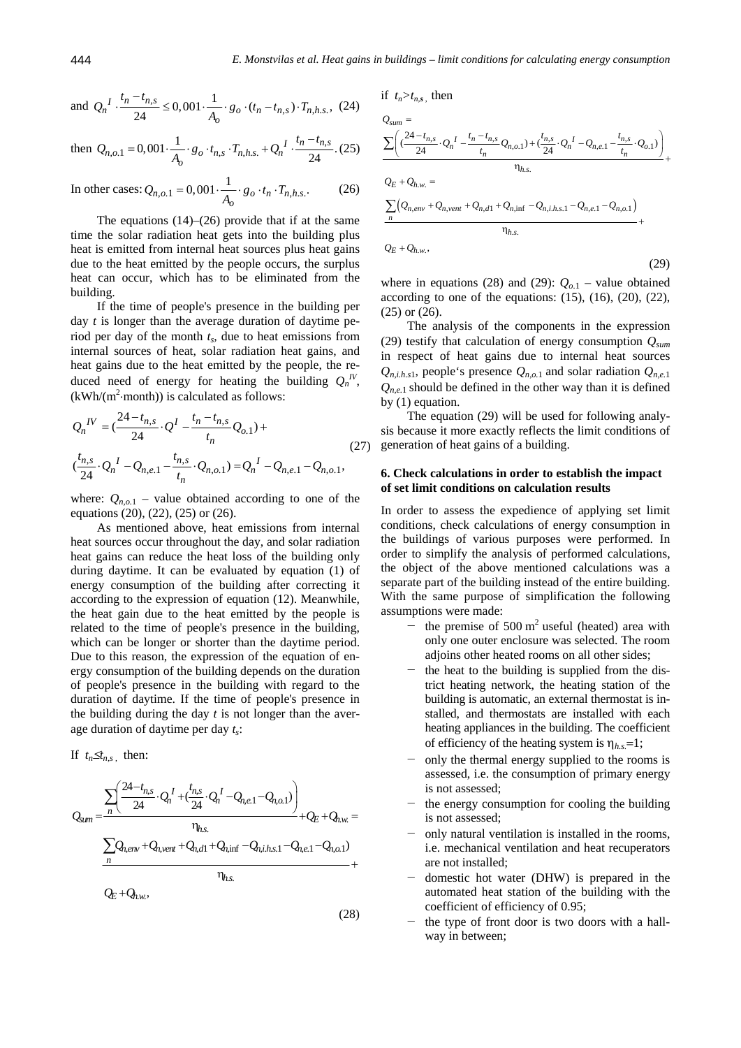and $Q_n{}^I \cdot \dfrac{t_n - t_{n,s}}{24} \leq 0{,}001 \cdot \dfrac{1}{A_o} \cdot g_o \cdot (t_n - t_{n,s}) \cdot T_{n,h.s.}$, (24)

then $Q_{n,o.1} = 0{,}001 \cdot \dfrac{1}{A_o} \cdot g_o \cdot t_{n,s} \cdot T_{n,h.s.} + Q_n{}^I \cdot \dfrac{t_n - t_{n,s}}{24}$. (25)

In other cases: $Q_{n,o.1} = 0{,}001 \cdot \dfrac{1}{A_o} \cdot g_o \cdot t_n \cdot T_{n,h.s.}$. (26)

The equations (14)–(26) provide that if at the same time the solar radiation heat gets into the building plus heat is emitted from internal heat sources plus heat gains due to the heat emitted by the people occurs, the surplus heat can occur, which has to be eliminated from the building.

If the time of people's presence in the building per day $t$ is longer than the average duration of daytime period per day of the month $t_s$, due to heat emissions from internal sources of heat, solar radiation heat gains, and heat gains due to the heat emitted by the people, the reduced need of energy for heating the building $Q_n^{IV}$, (kWh/(m²·month)) is calculated as follows:

$$Q_n^{IV} = \left(\frac{24 - t_{n,s}}{24} \cdot Q^I - \frac{t_n - t_{n,s}}{t_n} Q_{o.1}\right) + \left(\frac{t_{n,s}}{24} \cdot Q_n{}^I - Q_{n,e.1} - \frac{t_{n,s}}{t_n} \cdot Q_{n,o.1}\right) = Q_n{}^I - Q_{n,e.1} - Q_{n,o.1}, \tag{27}$$

where: $Q_{n,o.1}$ – value obtained according to one of the equations (20), (22), (25) or (26).

As mentioned above, heat emissions from internal heat sources occur throughout the day, and solar radiation heat gains can reduce the heat loss of the building only during daytime. It can be evaluated by equation (1) of energy consumption of the building after correcting it according to the expression of equation (12). Meanwhile, the heat gain due to the heat emitted by the people is related to the time of people's presence in the building, which can be longer or shorter than the daytime period. Due to this reason, the expression of the equation of energy consumption of the building depends on the duration of people's presence in the building with regard to the duration of daytime. If the time of people's presence in the building during the day $t$ is not longer than the average duration of daytime per day $t_s$:

If $t_n \leq t_{n,s}$, then:

$$Q_{sum} = \frac{\sum_n \left(\frac{24 - t_{n,s}}{24} \cdot Q_n{}^I + \left(\frac{t_{n,s}}{24} \cdot Q_n{}^I - Q_{n,e.1} - Q_{n,o.1}\right)\right)}{\eta_{h.s.}} + Q_E + Q_{h.w.} = \frac{\sum_n Q_{n,env} + Q_{n,vent} + Q_{n,d1} + Q_{n,\inf} - Q_{n,i.h.s.1} - Q_{n,e.1} - Q_{n,o.1})}{\eta_{h.s.}} + Q_E + Q_{h.w.}, \tag{28}$$

if $t_n > t_{n,s}$, then

$$Q_{sum} = \frac{\sum \left( \left(\frac{24 - t_{n,s}}{24} \cdot Q_n{}^I - \frac{t_n - t_{n,s}}{t_n} Q_{n,o.1}\right) + \left(\frac{t_{n,s}}{24} \cdot Q_n{}^I - Q_{n,e.1} - \frac{t_{n,s}}{t_n} \cdot Q_{o.1}\right) \right)}{\eta_{h.s.}} + Q_E + Q_{h.w.} = \frac{\sum_n \left(Q_{n,env} + Q_{n,vent} + Q_{n,d1} + Q_{n,\inf} - Q_{n,i.h.s.1} - Q_{n,e.1} - Q_{n,o.1}\right)}{\eta_{h.s.}} + Q_E + Q_{h.w.}, \tag{29}$$

where in equations (28) and (29): $Q_{o.1}$ – value obtained according to one of the equations: (15), (16), (20), (22), (25) or (26).

The analysis of the components in the expression (29) testify that calculation of energy consumption $Q_{sum}$ in respect of heat gains due to internal heat sources $Q_{n,i.h.s1}$, people's presence $Q_{n,o.1}$ and solar radiation $Q_{n,e.1}$ $Q_{n,e.1}$ should be defined in the other way than it is defined by (1) equation.

The equation (29) will be used for following analysis because it more exactly reflects the limit conditions of generation of heat gains of a building.

## 6. Check calculations in order to establish the impact of set limit conditions on calculation results

In order to assess the expedience of applying set limit conditions, check calculations of energy consumption in the buildings of various purposes were performed. In order to simplify the analysis of performed calculations, the object of the above mentioned calculations was a separate part of the building instead of the entire building. With the same purpose of simplification the following assumptions were made:

- the premise of 500 m² useful (heated) area with only one outer enclosure was selected. The room adjoins other heated rooms on all other sides;
- the heat to the building is supplied from the district heating network, the heating station of the building is automatic, an external thermostat is installed, and thermostats are installed with each heating appliances in the building. The coefficient of efficiency of the heating system is $\eta_{h.s.}$=1;
- only the thermal energy supplied to the rooms is assessed, i.e. the consumption of primary energy is not assessed;
- the energy consumption for cooling the building is not assessed;
- only natural ventilation is installed in the rooms, i.e. mechanical ventilation and heat recuperators are not installed;
- domestic hot water (DHW) is prepared in the automated heat station of the building with the coefficient of efficiency of 0.95;
- the type of front door is two doors with a hallway in between;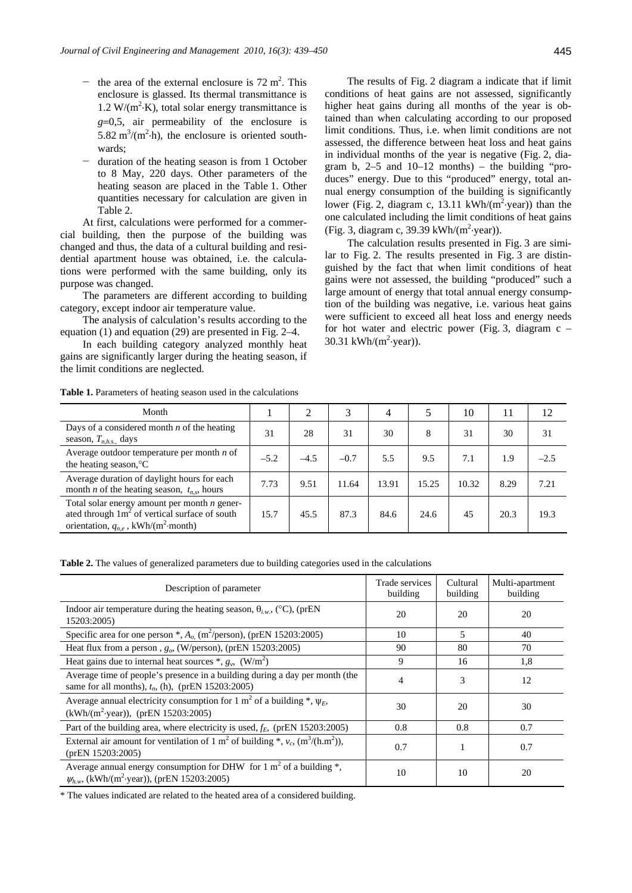- the area of the external enclosure is 72 m$^2$. This enclosure is glassed. Its thermal transmittance is 1.2 W/(m$^2$·K), total solar energy transmittance is $g$=0,5, air permeability of the enclosure is 5.82 m$^3$/(m$^2$·h), the enclosure is oriented southwards;
- duration of the heating season is from 1 October to 8 May, 220 days. Other parameters of the heating season are placed in the Table 1. Other quantities necessary for calculation are given in Table 2.

At first, calculations were performed for a commercial building, then the purpose of the building was changed and thus, the data of a cultural building and residential apartment house was obtained, i.e. the calculations were performed with the same building, only its purpose was changed.

The parameters are different according to building category, except indoor air temperature value.

The analysis of calculation's results according to the equation (1) and equation (29) are presented in Fig. 2–4.

In each building category analyzed monthly heat gains are significantly larger during the heating season, if the limit conditions are neglected.

The results of Fig. 2 diagram a indicate that if limit conditions of heat gains are not assessed, significantly higher heat gains during all months of the year is obtained than when calculating according to our proposed limit conditions. Thus, i.e. when limit conditions are not assessed, the difference between heat loss and heat gains in individual months of the year is negative (Fig. 2, diagram b, 2–5 and 10–12 months) – the building "produces" energy. Due to this "produced" energy, total annual energy consumption of the building is significantly lower (Fig. 2, diagram c, 13.11 kWh/(m$^2$·year)) than the one calculated including the limit conditions of heat gains (Fig. 3, diagram c, 39.39 kWh/(m$^2$·year)).

The calculation results presented in Fig. 3 are similar to Fig. 2. The results presented in Fig. 3 are distinguished by the fact that when limit conditions of heat gains were not assessed, the building "produced" such a large amount of energy that total annual energy consumption of the building was negative, i.e. various heat gains were sufficient to exceed all heat loss and energy needs for hot water and electric power (Fig. 3, diagram c – 30.31 kWh/(m$^2$·year)).

**Table 1.** Parameters of heating season used in the calculations

| Month | 1 | 2 | 3 | 4 | 5 | 10 | 11 | 12 |
|---|---|---|---|---|---|---|---|---|
| Days of a considered month $n$ of the heating season, $T_{n,h.s.}$, days | 31 | 28 | 31 | 30 | 8 | 31 | 30 | 31 |
| Average outdoor temperature per month $n$ of the heating season, °C | –5.2 | –4.5 | –0.7 | 5.5 | 9.5 | 7.1 | 1.9 | –2.5 |
| Average duration of daylight hours for each month $n$ of the heating season, $t_{n,s}$, hours | 7.73 | 9.51 | 11.64 | 13.91 | 15.25 | 10.32 | 8.29 | 7.21 |
| Total solar energy amount per month $n$ generated through 1m$^2$ of vertical surface of south orientation, $q_{n,e}$, kWh/(m$^2$·month) | 15.7 | 45.5 | 87.3 | 84.6 | 24.6 | 45 | 20.3 | 19.3 |

**Table 2.** The values of generalized parameters due to building categories used in the calculations

| Description of parameter | Trade services building | Cultural building | Multi-apartment building |
|---|---|---|---|
| Indoor air temperature during the heating season, $\theta_{i.w.}$, (°C), (prEN 15203:2005) | 20 | 20 | 20 |
| Specific area for one person *, $A_o$, (m$^2$/person), (prEN 15203:2005) | 10 | 5 | 40 |
| Heat flux from a person , $g_o$, (W/person), (prEN 15203:2005) | 90 | 80 | 70 |
| Heat gains due to internal heat sources *, $g_v$, (W/m$^2$) | 9 | 16 | 1,8 |
| Average time of people's presence in a building during a day per month (the same for all months), $t_n$, (h), (prEN 15203:2005) | 4 | 3 | 12 |
| Average annual electricity consumption for 1 m$^2$ of a building *, $\psi_E$, (kWh/(m$^2$·year)), (prEN 15203:2005) | 30 | 20 | 30 |
| Part of the building area, where electricity is used, $f_E$, (prEN 15203:2005) | 0.8 | 0.8 | 0.7 |
| External air amount for ventilation of 1 m$^2$ of building *, $v_c$, (m$^3$/(h.m$^2$)), (prEN 15203:2005) | 0.7 | 1 | 0.7 |
| Average annual energy consumption for DHW for 1 m$^2$ of a building *, $\psi_{h.w}$, (kWh/(m$^2$·year)), (prEN 15203:2005) | 10 | 10 | 20 |

\* The values indicated are related to the heated area of a considered building.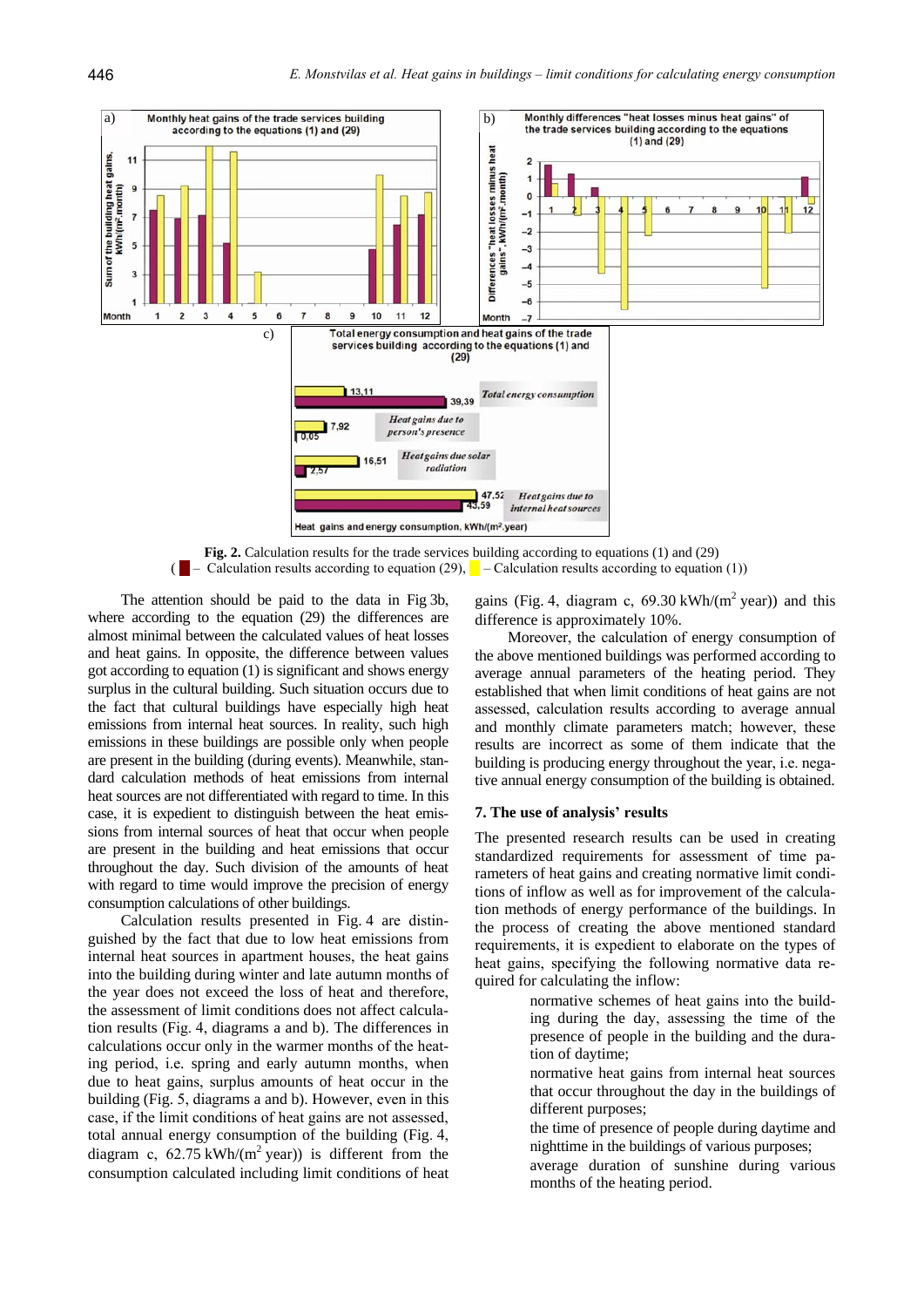**Fig. 2.** Calculation results for the trade services building according to equations (1) and (29) ( – Calculation results according to equation (29), – Calculation results according to equation (1))

The attention should be paid to the data in Fig 3b, where according to the equation (29) the differences are almost minimal between the calculated values of heat losses and heat gains. In opposite, the difference between values got according to equation (1) is significant and shows energy surplus in the cultural building. Such situation occurs due to the fact that cultural buildings have especially high heat emissions from internal heat sources. In reality, such high emissions in these buildings are possible only when people are present in the building (during events). Meanwhile, standard calculation methods of heat emissions from internal heat sources are not differentiated with regard to time. In this case, it is expedient to distinguish between the heat emissions from internal sources of heat that occur when people are present in the building and heat emissions that occur throughout the day. Such division of the amounts of heat with regard to time would improve the precision of energy consumption calculations of other buildings.

Calculation results presented in Fig. 4 are distinguished by the fact that due to low heat emissions from internal heat sources in apartment houses, the heat gains into the building during winter and late autumn months of the year does not exceed the loss of heat and therefore, the assessment of limit conditions does not affect calculation results (Fig. 4, diagrams a and b). The differences in calculations occur only in the warmer months of the heating period, i.e. spring and early autumn months, when due to heat gains, surplus amounts of heat occur in the building (Fig. 5, diagrams a and b). However, even in this case, if the limit conditions of heat gains are not assessed, total annual energy consumption of the building (Fig. 4, diagram c, 62.75 kWh/(m$^2$ year)) is different from the consumption calculated including limit conditions of heat gains (Fig. 4, diagram c, 69.30 kWh/(m$^2$ year)) and this difference is approximately 10%.

Moreover, the calculation of energy consumption of the above mentioned buildings was performed according to average annual parameters of the heating period. They established that when limit conditions of heat gains are not assessed, calculation results according to average annual and monthly climate parameters match; however, these results are incorrect as some of them indicate that the building is producing energy throughout the year, i.e. negative annual energy consumption of the building is obtained.

## 7. The use of analysis' results

The presented research results can be used in creating standardized requirements for assessment of time parameters of heat gains and creating normative limit conditions of inflow as well as for improvement of the calculation methods of energy performance of the buildings. In the process of creating the above mentioned standard requirements, it is expedient to elaborate on the types of heat gains, specifying the following normative data required for calculating the inflow:

- normative schemes of heat gains into the building during the day, assessing the time of the presence of people in the building and the duration of daytime;
- normative heat gains from internal heat sources that occur throughout the day in the buildings of different purposes;
- the time of presence of people during daytime and nighttime in the buildings of various purposes;
- average duration of sunshine during various months of the heating period.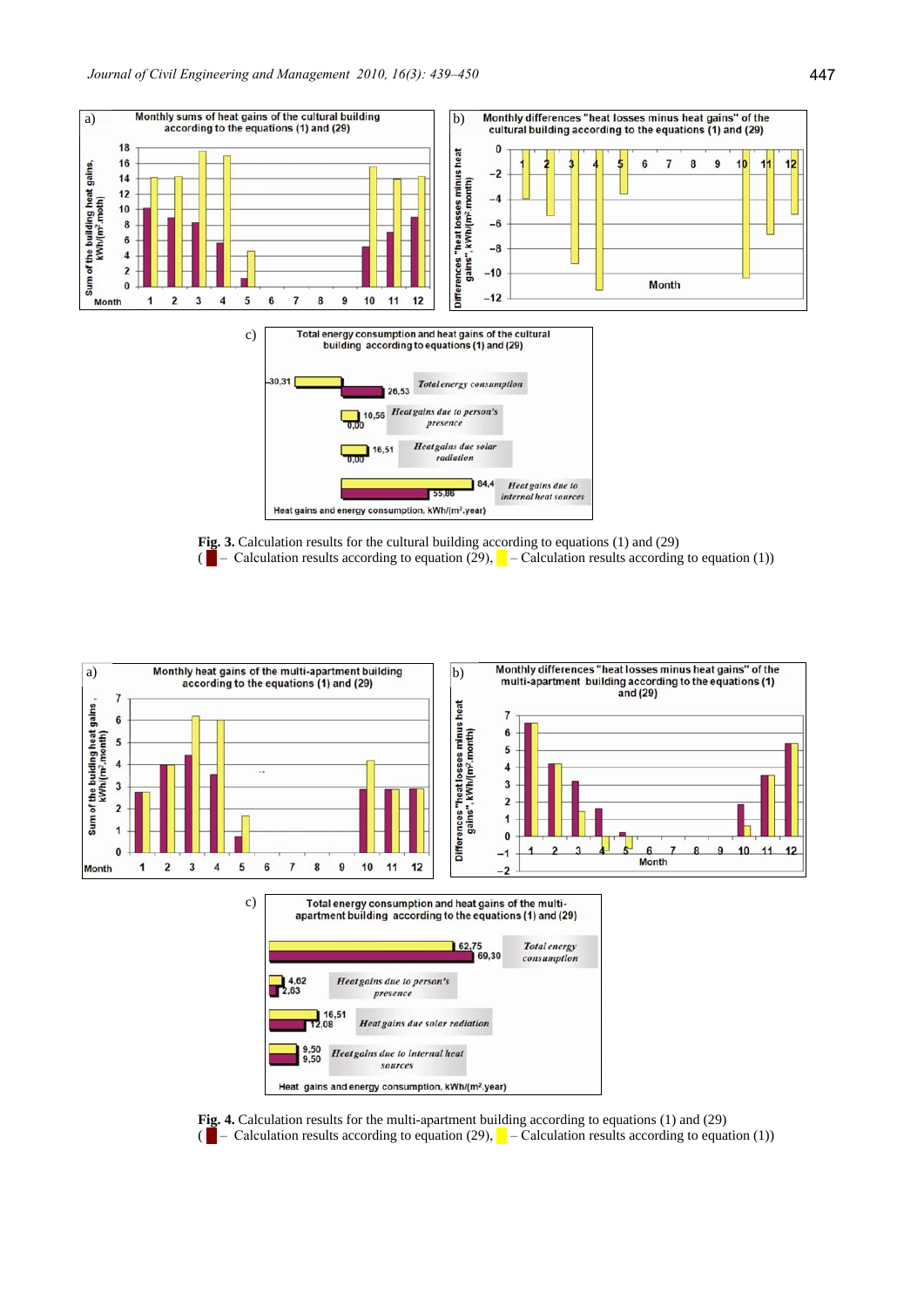**Fig. 3.** Calculation results for the cultural building according to equations (1) and (29)
( – Calculation results according to equation (29), – Calculation results according to equation (1))

**Fig. 4.** Calculation results for the multi-apartment building according to equations (1) and (29)
( – Calculation results according to equation (29), – Calculation results according to equation (1))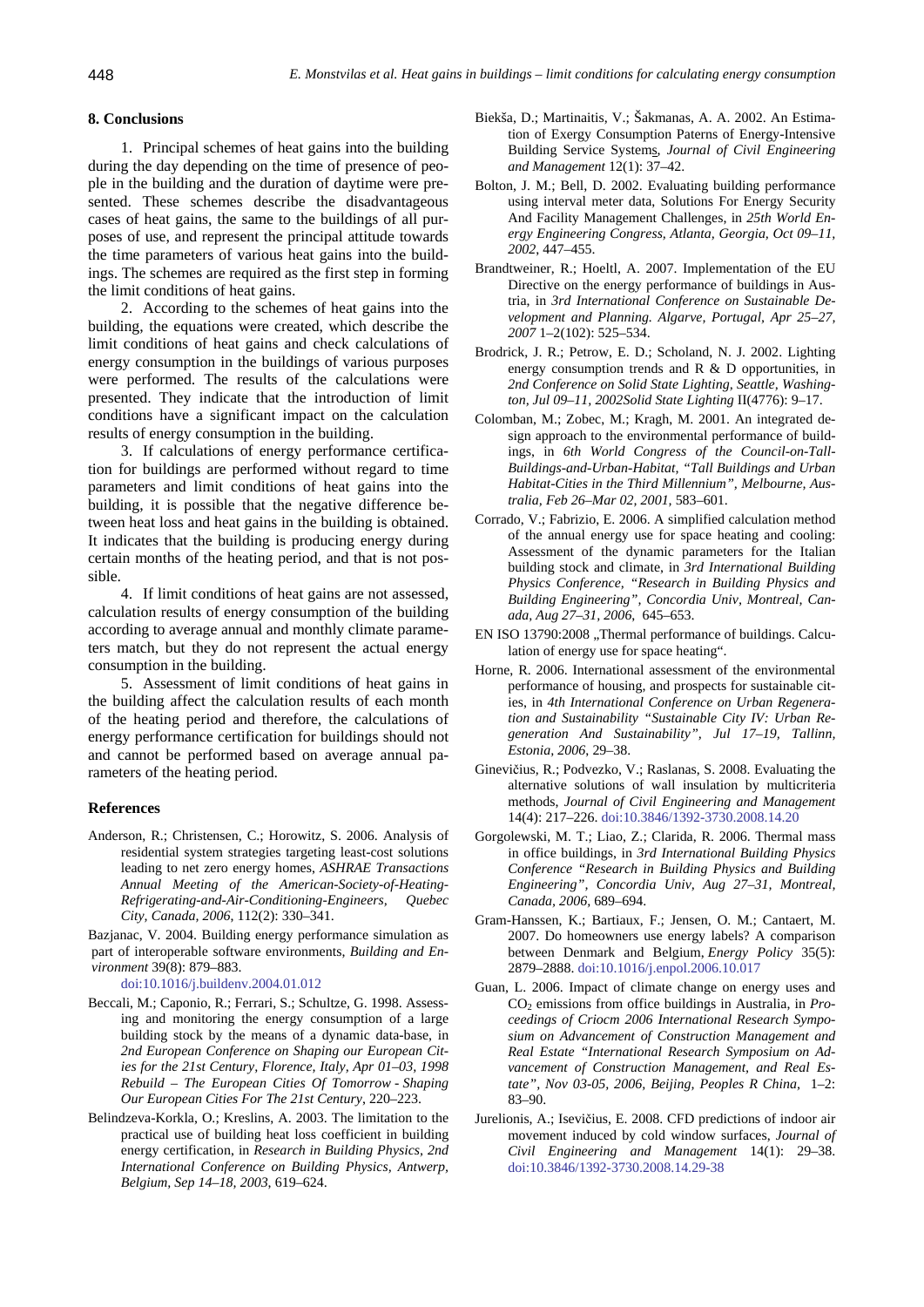## 8. Conclusions

1. Principal schemes of heat gains into the building during the day depending on the time of presence of people in the building and the duration of daytime were presented. These schemes describe the disadvantageous cases of heat gains, the same to the buildings of all purposes of use, and represent the principal attitude towards the time parameters of various heat gains into the buildings. The schemes are required as the first step in forming the limit conditions of heat gains.

2. According to the schemes of heat gains into the building, the equations were created, which describe the limit conditions of heat gains and check calculations of energy consumption in the buildings of various purposes were performed. The results of the calculations were presented. They indicate that the introduction of limit conditions have a significant impact on the calculation results of energy consumption in the building.

3. If calculations of energy performance certification for buildings are performed without regard to time parameters and limit conditions of heat gains into the building, it is possible that the negative difference between heat loss and heat gains in the building is obtained. It indicates that the building is producing energy during certain months of the heating period, and that is not possible.

4. If limit conditions of heat gains are not assessed, calculation results of energy consumption of the building according to average annual and monthly climate parameters match, but they do not represent the actual energy consumption in the building.

5. Assessment of limit conditions of heat gains in the building affect the calculation results of each month of the heating period and therefore, the calculations of energy performance certification for buildings should not and cannot be performed based on average annual parameters of the heating period.

## References

Anderson, R.; Christensen, C.; Horowitz, S. 2006. Analysis of residential system strategies targeting least-cost solutions leading to net zero energy homes, *ASHRAE Transactions Annual Meeting of the American-Society-of-Heating-Refrigerating-and-Air-Conditioning-Engineers, Quebec City, Canada, 2006*, 112(2): 330–341.

Bazjanac, V. 2004. Building energy performance simulation as part of interoperable software environments, *Building and Environment* 39(8): 879–883. doi:10.1016/j.buildenv.2004.01.012

Beccali, M.; Caponio, R.; Ferrari, S.; Schultze, G. 1998. Assessing and monitoring the energy consumption of a large building stock by the means of a dynamic data-base, in *2nd European Conference on Shaping our European Cities for the 21st Century, Florence, Italy, Apr 01–03, 1998 Rebuild – The European Cities Of Tomorrow - Shaping Our European Cities For The 21st Century*, 220–223.

Belindzeva-Korkla, O.; Kreslins, A. 2003. The limitation to the practical use of building heat loss coefficient in building energy certification, in *Research in Building Physics, 2nd International Conference on Building Physics, Antwerp, Belgium, Sep 14–18, 2003*, 619–624.

Biekša, D.; Martinaitis, V.; Šakmanas, A. A. 2002. An Estimation of Exergy Consumption Paterns of Energy-Intensive Building Service Systems, *Journal of Civil Engineering and Management* 12(1): 37–42.

Bolton, J. M.; Bell, D. 2002. Evaluating building performance using interval meter data, Solutions For Energy Security And Facility Management Challenges, in *25th World Energy Engineering Congress, Atlanta, Georgia, Oct 09–11, 2002*, 447–455.

Brandtweiner, R.; Hoeltl, A. 2007. Implementation of the EU Directive on the energy performance of buildings in Austria, in *3rd International Conference on Sustainable Development and Planning. Algarve, Portugal, Apr 25–27, 2007* 1–2(102): 525–534.

Brodrick, J. R.; Petrow, E. D.; Scholand, N. J. 2002. Lighting energy consumption trends and R & D opportunities, in *2nd Conference on Solid State Lighting, Seattle, Washington, Jul 09–11, 2002Solid State Lighting* II(4776): 9–17.

Colomban, M.; Zobec, M.; Kragh, M. 2001. An integrated design approach to the environmental performance of buildings, in *6th World Congress of the Council-on-Tall-Buildings-and-Urban-Habitat, "Tall Buildings and Urban Habitat-Cities in the Third Millennium", Melbourne, Australia, Feb 26–Mar 02, 2001*, 583–601.

Corrado, V.; Fabrizio, E. 2006. A simplified calculation method of the annual energy use for space heating and cooling: Assessment of the dynamic parameters for the Italian building stock and climate, in *3rd International Building Physics Conference, "Research in Building Physics and Building Engineering", Concordia Univ, Montreal, Canada, Aug 27–31, 2006*, 645–653.

EN ISO 13790:2008 „Thermal performance of buildings. Calculation of energy use for space heating".

Horne, R. 2006. International assessment of the environmental performance of housing, and prospects for sustainable cities, in *4th International Conference on Urban Regeneration and Sustainability "Sustainable City IV: Urban Regeneration And Sustainability", Jul 17–19, Tallinn, Estonia, 2006*, 29–38.

Ginevičius, R.; Podvezko, V.; Raslanas, S. 2008. Evaluating the alternative solutions of wall insulation by multicriteria methods, *Journal of Civil Engineering and Management* 14(4): 217–226. doi:10.3846/1392-3730.2008.14.20

Gorgolewski, M. T.; Liao, Z.; Clarida, R. 2006. Thermal mass in office buildings, in *3rd International Building Physics Conference "Research in Building Physics and Building Engineering", Concordia Univ, Aug 27–31, Montreal, Canada, 2006*, 689–694.

Gram-Hanssen, K.; Bartiaux, F.; Jensen, O. M.; Cantaert, M. 2007. Do homeowners use energy labels? A comparison between Denmark and Belgium, *Energy Policy* 35(5): 2879–2888. doi:10.1016/j.enpol.2006.10.017

Guan, L. 2006. Impact of climate change on energy uses and $CO_2$ emissions from office buildings in Australia, in *Proceedings of Criocm 2006 International Research Symposium on Advancement of Construction Management and Real Estate "International Research Symposium on Advancement of Construction Management, and Real Estate", Nov 03-05, 2006, Beijing, Peoples R China*, 1–2: 83–90.

Jurelionis, A.; Isevičius, E. 2008. CFD predictions of indoor air movement induced by cold window surfaces, *Journal of Civil Engineering and Management* 14(1): 29–38. doi:10.3846/1392-3730.2008.14.29-38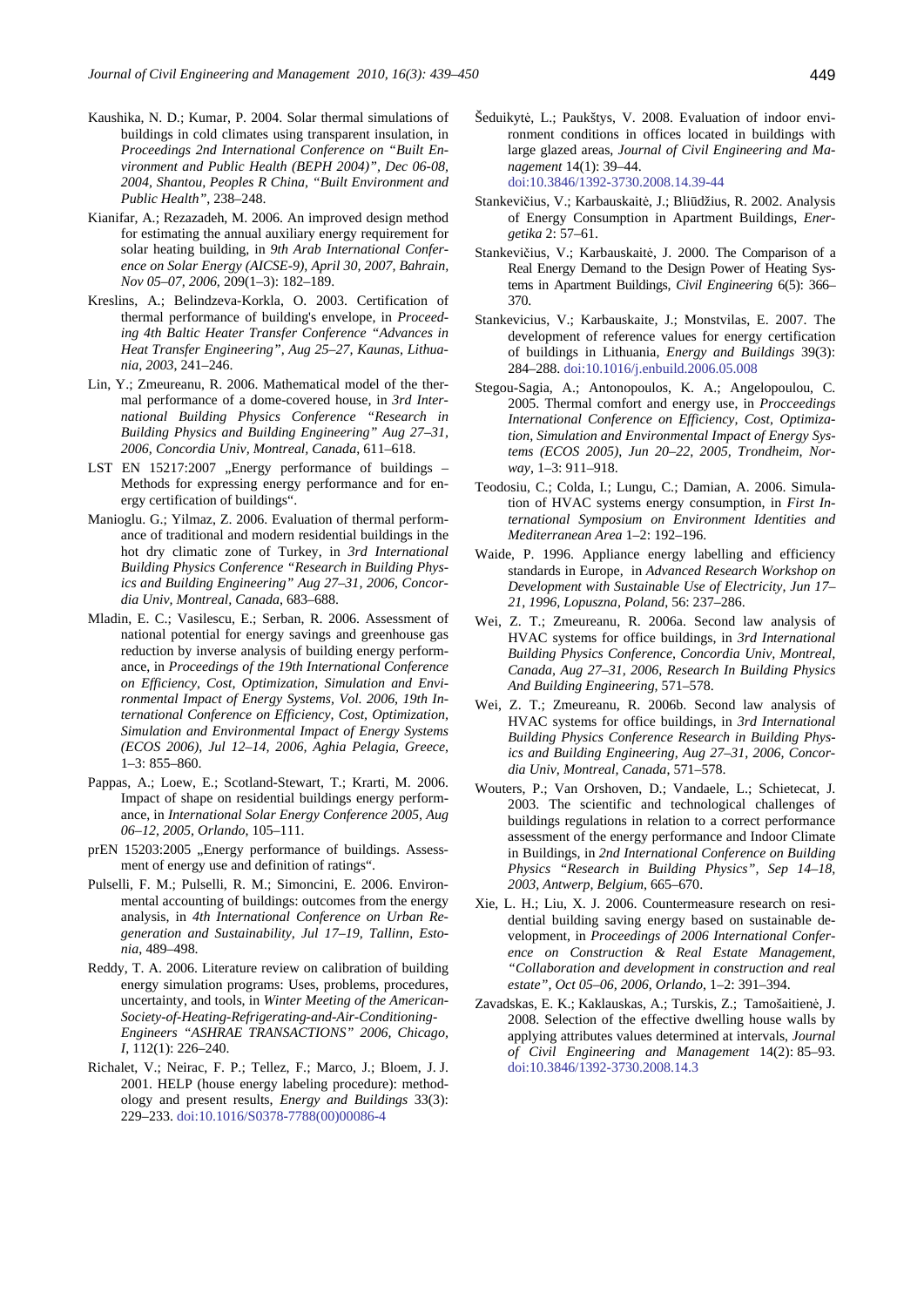Kaushika, N. D.; Kumar, P. 2004. Solar thermal simulations of buildings in cold climates using transparent insulation, in *Proceedings 2nd International Conference on "Built Environment and Public Health (BEPH 2004)", Dec 06-08, 2004, Shantou, Peoples R China, "Built Environment and Public Health"*, 238–248.

Kianifar, A.; Rezazadeh, M. 2006. An improved design method for estimating the annual auxiliary energy requirement for solar heating building, in *9th Arab International Conference on Solar Energy (AICSE-9), April 30, 2007, Bahrain, Nov 05–07, 2006*, 209(1–3): 182–189.

Kreslins, A.; Belindzeva-Korkla, O. 2003. Certification of thermal performance of building's envelope, in *Proceeding 4th Baltic Heater Transfer Conference "Advances in Heat Transfer Engineering", Aug 25–27, Kaunas, Lithuania, 2003*, 241–246.

Lin, Y.; Zmeureanu, R. 2006. Mathematical model of the thermal performance of a dome-covered house, in *3rd International Building Physics Conference "Research in Building Physics and Building Engineering" Aug 27–31, 2006, Concordia Univ, Montreal, Canada*, 611–618.

LST EN 15217:2007 „Energy performance of buildings – Methods for expressing energy performance and for energy certification of buildings".

Manioglu. G.; Yilmaz, Z. 2006. Evaluation of thermal performance of traditional and modern residential buildings in the hot dry climatic zone of Turkey, in *3rd International Building Physics Conference "Research in Building Physics and Building Engineering" Aug 27–31, 2006, Concordia Univ, Montreal, Canada*, 683–688.

Mladin, E. C.; Vasilescu, E.; Serban, R. 2006. Assessment of national potential for energy savings and greenhouse gas reduction by inverse analysis of building energy performance, in *Proceedings of the 19th International Conference on Efficiency, Cost, Optimization, Simulation and Environmental Impact of Energy Systems, Vol. 2006, 19th International Conference on Efficiency, Cost, Optimization, Simulation and Environmental Impact of Energy Systems (ECOS 2006), Jul 12–14, 2006, Aghia Pelagia, Greece*, 1–3: 855–860.

Pappas, A.; Loew, E.; Scotland-Stewart, T.; Krarti, M. 2006. Impact of shape on residential buildings energy performance, in *International Solar Energy Conference 2005, Aug 06–12, 2005, Orlando*, 105–111.

prEN 15203:2005 „Energy performance of buildings. Assessment of energy use and definition of ratings".

Pulselli, F. M.; Pulselli, R. M.; Simoncini, E. 2006. Environmental accounting of buildings: outcomes from the energy analysis, in *4th International Conference on Urban Regeneration and Sustainability, Jul 17–19, Tallinn, Estonia*, 489–498.

Reddy, T. A. 2006. Literature review on calibration of building energy simulation programs: Uses, problems, procedures, uncertainty, and tools, in *Winter Meeting of the American-Society-of-Heating-Refrigerating-and-Air-Conditioning-Engineers "ASHRAE TRANSACTIONS" 2006, Chicago, I*, 112(1): 226–240.

Richalet, V.; Neirac, F. P.; Tellez, F.; Marco, J.; Bloem, J. J. 2001. HELP (house energy labeling procedure): methodology and present results, *Energy and Buildings* 33(3): 229–233. doi:10.1016/S0378-7788(00)00086-4

Šeduikytė, L.; Paukštys, V. 2008. Evaluation of indoor environment conditions in offices located in buildings with large glazed areas, *Journal of Civil Engineering and Management* 14(1): 39–44. doi:10.3846/1392-3730.2008.14.39-44

Stankevičius, V.; Karbauskaitė, J.; Bliūdžius, R. 2002. Analysis of Energy Consumption in Apartment Buildings, *Energetika* 2: 57–61.

Stankevičius, V.; Karbauskaitė, J. 2000. The Comparison of a Real Energy Demand to the Design Power of Heating Systems in Apartment Buildings, *Civil Engineering* 6(5): 366–370.

Stankevicius, V.; Karbauskaite, J.; Monstvilas, E. 2007. The development of reference values for energy certification of buildings in Lithuania, *Energy and Buildings* 39(3): 284–288. doi:10.1016/j.enbuild.2006.05.008

Stegou-Sagia, A.; Antonopoulos, K. A.; Angelopoulou, C. 2005. Thermal comfort and energy use, in *Procceedings International Conference on Efficiency, Cost, Optimization, Simulation and Environmental Impact of Energy Systems (ECOS 2005), Jun 20–22, 2005, Trondheim, Norway*, 1–3: 911–918.

Teodosiu, C.; Colda, I.; Lungu, C.; Damian, A. 2006. Simulation of HVAC systems energy consumption, in *First International Symposium on Environment Identities and Mediterranean Area* 1–2: 192–196.

Waide, P. 1996. Appliance energy labelling and efficiency standards in Europe, in *Advanced Research Workshop on Development with Sustainable Use of Electricity, Jun 17–21, 1996, Lopuszna, Poland*, 56: 237–286.

Wei, Z. T.; Zmeureanu, R. 2006a. Second law analysis of HVAC systems for office buildings, in *3rd International Building Physics Conference, Concordia Univ, Montreal, Canada, Aug 27–31, 2006, Research In Building Physics And Building Engineering*, 571–578.

Wei, Z. T.; Zmeureanu, R. 2006b. Second law analysis of HVAC systems for office buildings, in *3rd International Building Physics Conference Research in Building Physics and Building Engineering, Aug 27–31, 2006, Concordia Univ, Montreal, Canada*, 571–578.

Wouters, P.; Van Orshoven, D.; Vandaele, L.; Schietecat, J. 2003. The scientific and technological challenges of buildings regulations in relation to a correct performance assessment of the energy performance and Indoor Climate in Buildings, in *2nd International Conference on Building Physics "Research in Building Physics", Sep 14–18, 2003, Antwerp, Belgium*, 665–670.

Xie, L. H.; Liu, X. J. 2006. Countermeasure research on residential building saving energy based on sustainable development, in *Proceedings of 2006 International Conference on Construction & Real Estate Management, "Collaboration and development in construction and real estate", Oct 05–06, 2006, Orlando*, 1–2: 391–394.

Zavadskas, E. K.; Kaklauskas, A.; Turskis, Z.; Tamošaitienė, J. 2008. Selection of the effective dwelling house walls by applying attributes values determined at intervals, *Journal of Civil Engineering and Management* 14(2): 85–93. doi:10.3846/1392-3730.2008.14.3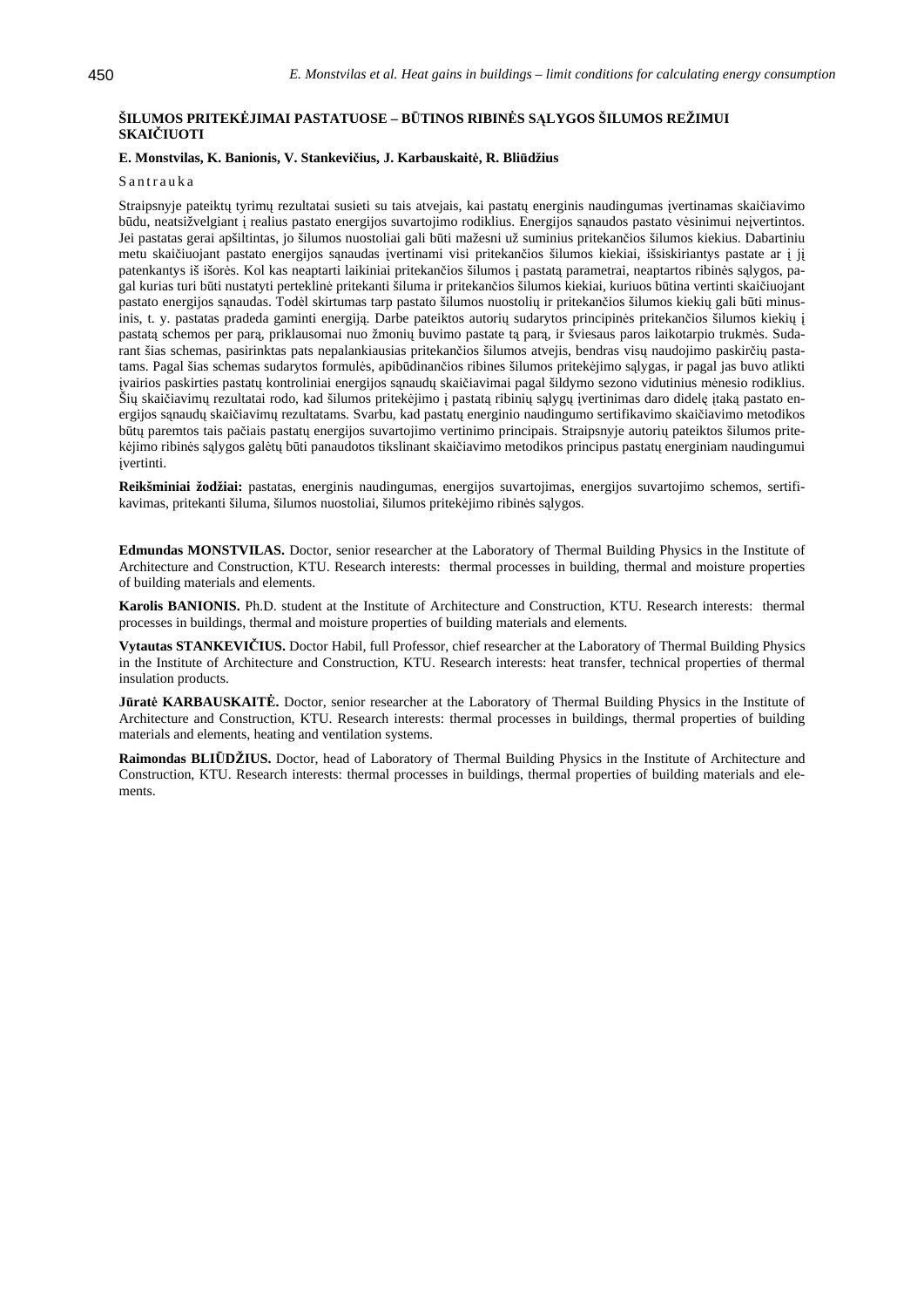## ŠILUMOS PRITEKĖJIMAI PASTATUOSE – BŪTINOS RIBINĖS SĄLYGOS ŠILUMOS REŽIMUI SKAIČIUOTI

**E. Monstvilas, K. Banionis, V. Stankevičius, J. Karbauskaitė, R. Bliūdžius**

S a n t r a u k a

Straipsnyje pateiktų tyrimų rezultatai susieti su tais atvejais, kai pastatų energinis naudingumas įvertinamas skaičiavimo būdu, neatsižvelgiant į realius pastato energijos suvartojimo rodiklius. Energijos sąnaudos pastato vėsinimui neįvertintos. Jei pastatas gerai apšiltintas, jo šilumos nuostoliai gali būti mažesni už suminius pritekančios šilumos kiekius. Dabartiniu metu skaičiuojant pastato energijos sąnaudas įvertinami visi pritekančios šilumos kiekiai, išsiskiriantys pastate ar į jį patenkantys iš išorės. Kol kas neaptarti laikiniai pritekančios šilumos į pastatą parametrai, neaptartos ribinės sąlygos, pagal kurias turi būti nustatyti perteklinė pritekanti šiluma ir pritekančios šilumos kiekiai, kuriuos būtina vertinti skaičiuojant pastato energijos sąnaudas. Todėl skirtumas tarp pastato šilumos nuostolių ir pritekančios šilumos kiekių gali būti minusinis, t. y. pastatas pradeda gaminti energiją. Darbe pateiktos autorių sudarytos principinės pritekančios šilumos kiekių į pastatą schemos per parą, priklausomai nuo žmonių buvimo pastate tą parą, ir šviesaus paros laikotarpio trukmės. Sudarant šias schemas, pasirinktas pats nepalankiausias pritekančios šilumos atvejis, bendras visų naudojimo paskirčių pastatams. Pagal šias schemas sudarytos formulės, apibūdinančios ribines šilumos pritekėjimo sąlygas, ir pagal jas buvo atlikti įvairios paskirties pastatų kontroliniai energijos sąnaudų skaičiavimai pagal šildymo sezono vidutinius mėnesio rodiklius. Šių skaičiavimų rezultatai rodo, kad šilumos pritekėjimo į pastatą ribinių sąlygų įvertinimas daro didelę įtaką pastato energijos sąnaudų skaičiavimų rezultatams. Svarbu, kad pastatų energinio naudingumo sertifikavimo skaičiavimo metodikos būtų paremtos tais pačiais pastatų energijos suvartojimo vertinimo principais. Straipsnyje autorių pateiktos šilumos pritekėjimo ribinės sąlygos galėtų būti panaudotos tikslinant skaičiavimo metodikos principus pastatų energiniam naudingumui įvertinti.

**Reikšminiai žodžiai:** pastatas, energinis naudingumas, energijos suvartojimas, energijos suvartojimo schemos, sertifikavimas, pritekanti šiluma, šilumos nuostoliai, šilumos pritekėjimo ribinės sąlygos.

**Edmundas MONSTVILAS.** Doctor, senior researcher at the Laboratory of Thermal Building Physics in the Institute of Architecture and Construction, KTU. Research interests: thermal processes in building, thermal and moisture properties of building materials and elements.

**Karolis BANIONIS.** Ph.D. student at the Institute of Architecture and Construction, KTU. Research interests: thermal processes in buildings, thermal and moisture properties of building materials and elements.

**Vytautas STANKEVIČIUS.** Doctor Habil, full Professor, chief researcher at the Laboratory of Thermal Building Physics in the Institute of Architecture and Construction, KTU. Research interests: heat transfer, technical properties of thermal insulation products.

**Jūratė KARBAUSKAITĖ.** Doctor, senior researcher at the Laboratory of Thermal Building Physics in the Institute of Architecture and Construction, KTU. Research interests: thermal processes in buildings, thermal properties of building materials and elements, heating and ventilation systems.

**Raimondas BLIŪDŽIUS.** Doctor, head of Laboratory of Thermal Building Physics in the Institute of Architecture and Construction, KTU. Research interests: thermal processes in buildings, thermal properties of building materials and elements.